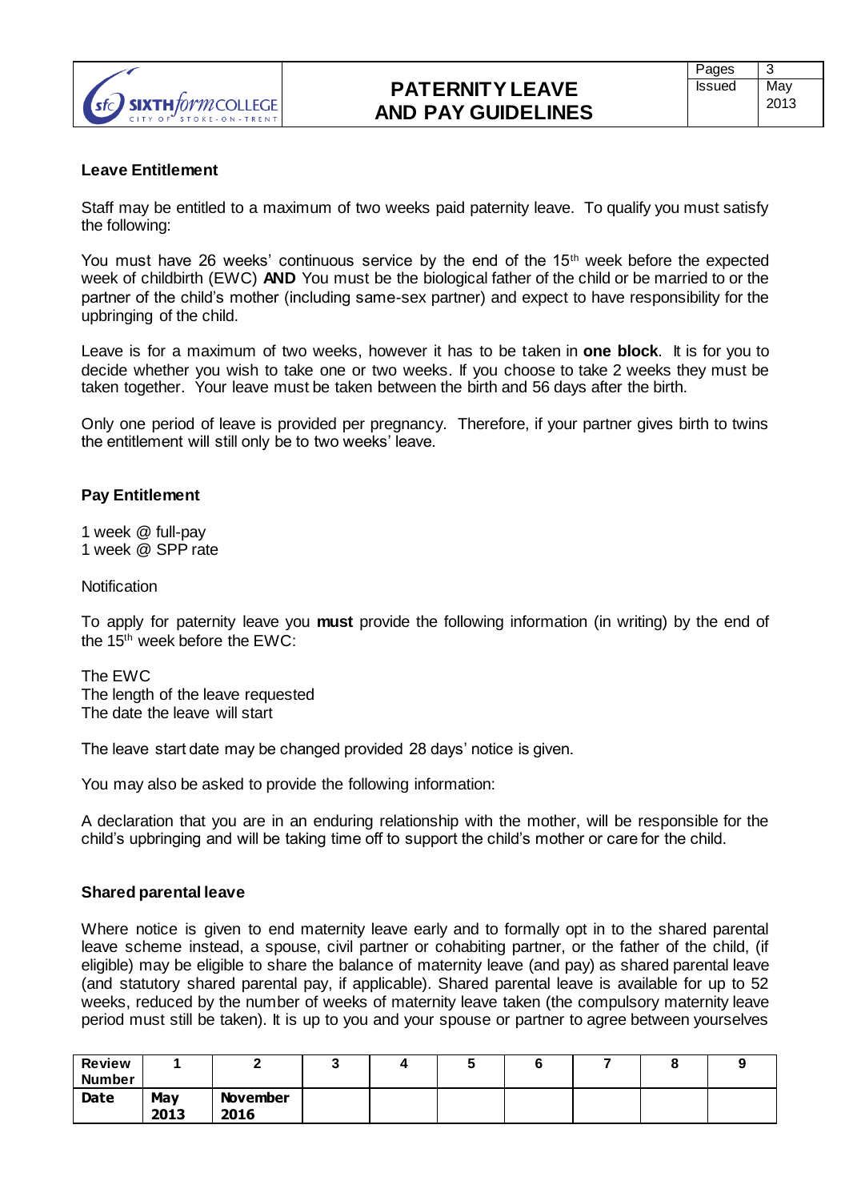# PATERNITY LEAVE AND PAY GUIDELINES

| Pages | 3 |
|---|---|
| Issued | May 2013 |

## Leave Entitlement

Staff may be entitled to a maximum of two weeks paid paternity leave. To qualify you must satisfy the following:

You must have 26 weeks' continuous service by the end of the 15th week before the expected week of childbirth (EWC) **AND** You must be the biological father of the child or be married to or the partner of the child's mother (including same-sex partner) and expect to have responsibility for the upbringing of the child.

Leave is for a maximum of two weeks, however it has to be taken in **one block**. It is for you to decide whether you wish to take one or two weeks. If you choose to take 2 weeks they must be taken together. Your leave must be taken between the birth and 56 days after the birth.

Only one period of leave is provided per pregnancy. Therefore, if your partner gives birth to twins the entitlement will still only be to two weeks' leave.

## Pay Entitlement

1 week @ full-pay
1 week @ SPP rate

Notification

To apply for paternity leave you **must** provide the following information (in writing) by the end of the 15th week before the EWC:

The EWC
The length of the leave requested
The date the leave will start

The leave start date may be changed provided 28 days' notice is given.

You may also be asked to provide the following information:

A declaration that you are in an enduring relationship with the mother, will be responsible for the child's upbringing and will be taking time off to support the child's mother or care for the child.

## Shared parental leave

Where notice is given to end maternity leave early and to formally opt in to the shared parental leave scheme instead, a spouse, civil partner or cohabiting partner, or the father of the child, (if eligible) may be eligible to share the balance of maternity leave (and pay) as shared parental leave (and statutory shared parental pay, if applicable). Shared parental leave is available for up to 52 weeks, reduced by the number of weeks of maternity leave taken (the compulsory maternity leave period must still be taken). It is up to you and your spouse or partner to agree between yourselves

| Review Number | 1 | 2 | 3 | 4 | 5 | 6 | 7 | 8 | 9 |
|---|---|---|---|---|---|---|---|---|---|
| Date | May 2013 | November 2016 | | | | | | | |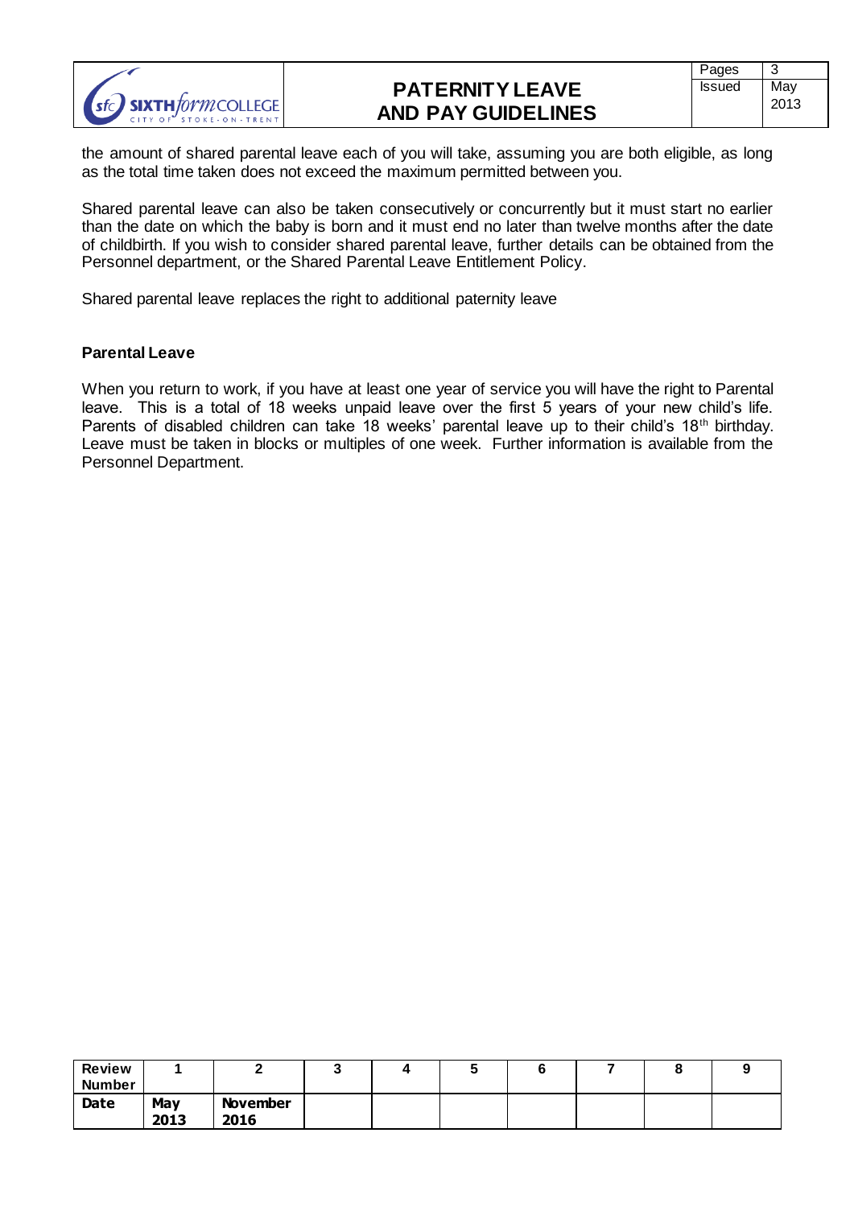the amount of shared parental leave each of you will take, assuming you are both eligible, as long as the total time taken does not exceed the maximum permitted between you.

Shared parental leave can also be taken consecutively or concurrently but it must start no earlier than the date on which the baby is born and it must end no later than twelve months after the date of childbirth. If you wish to consider shared parental leave, further details can be obtained from the Personnel department, or the Shared Parental Leave Entitlement Policy.

Shared parental leave replaces the right to additional paternity leave

**Parental Leave**

When you return to work, if you have at least one year of service you will have the right to Parental leave. This is a total of 18 weeks unpaid leave over the first 5 years of your new child's life. Parents of disabled children can take 18 weeks' parental leave up to their child's 18th birthday. Leave must be taken in blocks or multiples of one week. Further information is available from the Personnel Department.

| **Review Number** | **1** | **2** | **3** | **4** | **5** | **6** | **7** | **8** | **9** |
|---|---|---|---|---|---|---|---|---|---|
| **Date** | **May 2013** | **November 2016** | | | | | | | |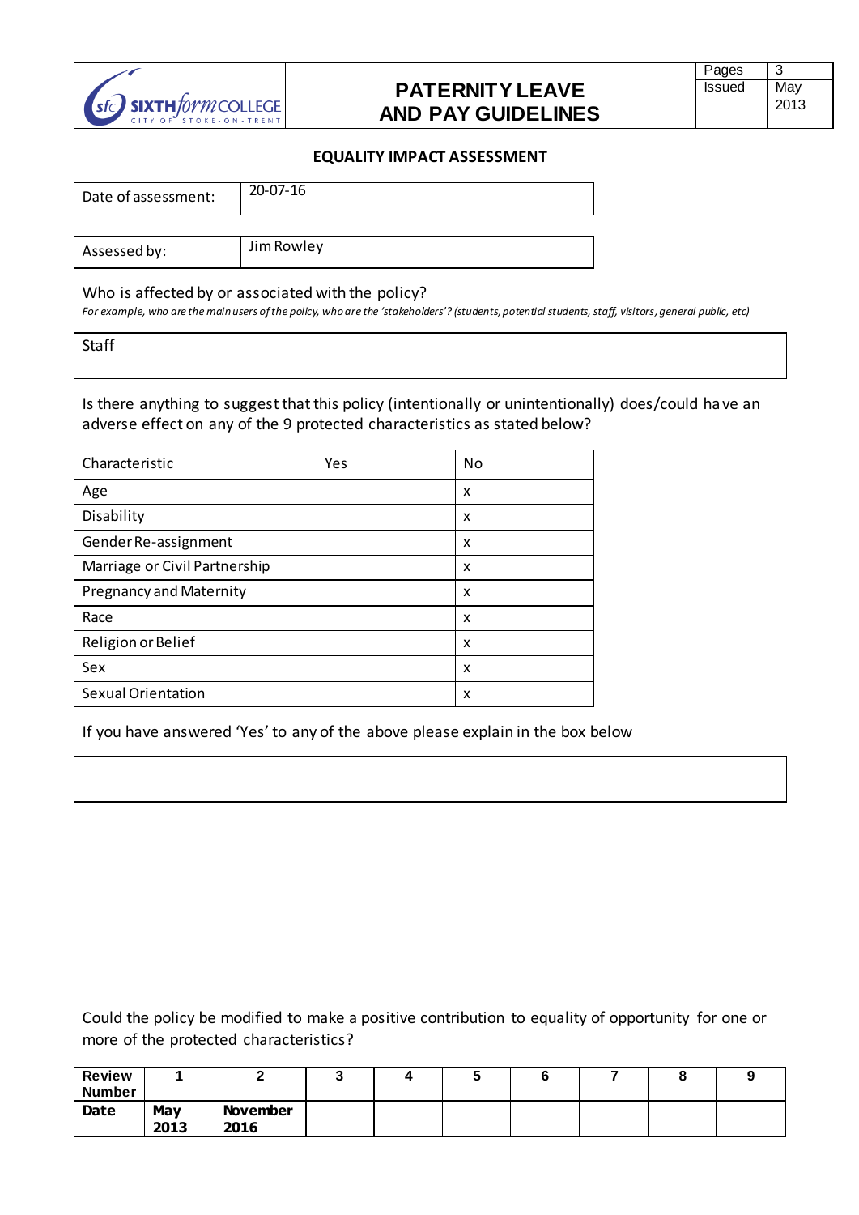## EQUALITY IMPACT ASSESSMENT

| Date of assessment: | 20-07-16 |
|---|---|

| Assessed by: | Jim Rowley |
|---|---|

Who is affected by or associated with the policy?

*For example, who are the main users of the policy, who are the 'stakeholders'? (students, potential students, staff, visitors, general public, etc)*

| Staff |
|---|

Is there anything to suggest that this policy (intentionally or unintentionally) does/could have an adverse effect on any of the 9 protected characteristics as stated below?

| Characteristic | Yes | No |
|---|---|---|
| Age | | x |
| Disability | | x |
| Gender Re-assignment | | x |
| Marriage or Civil Partnership | | x |
| Pregnancy and Maternity | | x |
| Race | | x |
| Religion or Belief | | x |
| Sex | | x |
| Sexual Orientation | | x |

If you have answered 'Yes' to any of the above please explain in the box below

| |
|---|

Could the policy be modified to make a positive contribution to equality of opportunity for one or more of the protected characteristics?

| **Review Number** | **1** | **2** | **3** | **4** | **5** | **6** | **7** | **8** | **9** |
|---|---|---|---|---|---|---|---|---|---|
| **Date** | **May 2013** | **November 2016** | | | | | | | |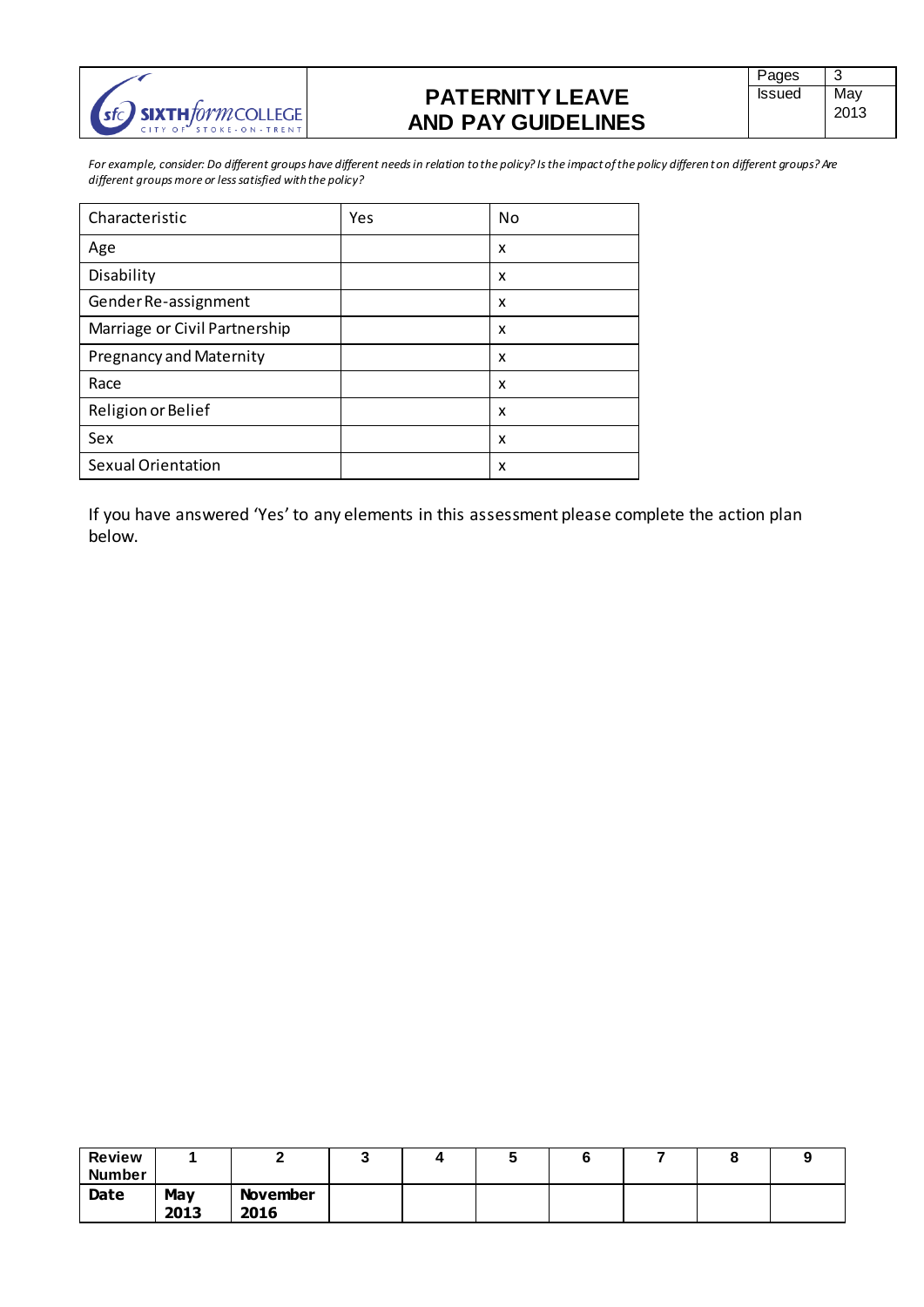*For example, consider: Do different groups have different needs in relation to the policy? Is the impact of the policy different on different groups? Are different groups more or less satisfied with the policy?*

| Characteristic | Yes | No |
|---|---|---|
| Age | | x |
| Disability | | x |
| Gender Re-assignment | | x |
| Marriage or Civil Partnership | | x |
| Pregnancy and Maternity | | x |
| Race | | x |
| Religion or Belief | | x |
| Sex | | x |
| Sexual Orientation | | x |

If you have answered 'Yes' to any elements in this assessment please complete the action plan below.

| **Review Number** | **1** | **2** | **3** | **4** | **5** | **6** | **7** | **8** | **9** |
|---|---|---|---|---|---|---|---|---|---|
| **Date** | **May 2013** | **November 2016** | | | | | | | |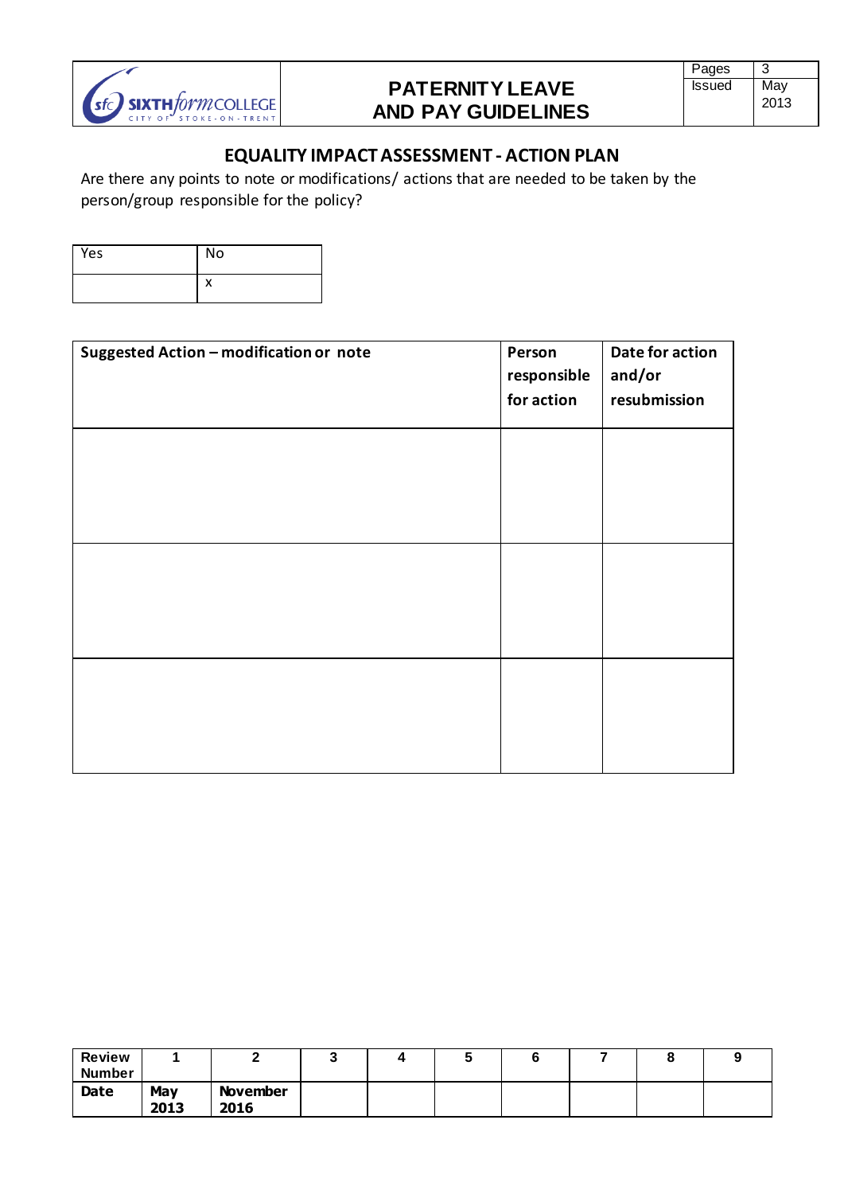## EQUALITY IMPACT ASSESSMENT - ACTION PLAN

Are there any points to note or modifications/ actions that are needed to be taken by the person/group responsible for the policy?

| Yes | No |
|---|---|
| | x |

| Suggested Action – modification or note | Person responsible for action | Date for action and/or resubmission |
|---|---|---|
| | | |
| | | |
| | | |

| Review Number | 1 | 2 | 3 | 4 | 5 | 6 | 7 | 8 | 9 |
|---|---|---|---|---|---|---|---|---|---|
| **Date** | **May 2013** | **November 2016** | | | | | | | |